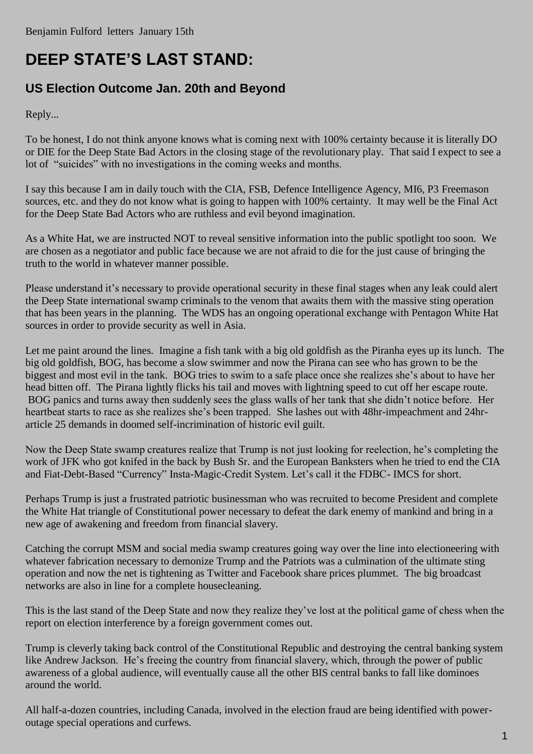Benjamin Fulford letters January 15th

# DEEP STATE'S LAST STAND:

## US Election Outcome Jan. 20th and Beyond

Reply...

To be honest, I do not think anyone knows what is coming next with 100% certainty because it is literally DO or DIE for the Deep State Bad Actors in the closing stage of the revolutionary play. That said I expect to see a lot of "suicides" with no investigations in the coming weeks and months.

I say this because I am in daily touch with the CIA, FSB, Defence Intelligence Agency, MI6, P3 Freemason sources, etc. and they do not know what is going to happen with 100% certainty. It may well be the Final Act for the Deep State Bad Actors who are ruthless and evil beyond imagination.

As a White Hat, we are instructed NOT to reveal sensitive information into the public spotlight too soon. We are chosen as a negotiator and public face because we are not afraid to die for the just cause of bringing the truth to the world in whatever manner possible.

Please understand it's necessary to provide operational security in these final stages when any leak could alert the Deep State international swamp criminals to the venom that awaits them with the massive sting operation that has been years in the planning. The WDS has an ongoing operational exchange with Pentagon White Hat sources in order to provide security as well in Asia.

Let me paint around the lines. Imagine a fish tank with a big old goldfish as the Piranha eyes up its lunch. The big old goldfish, BOG, has become a slow swimmer and now the Pirana can see who has grown to be the biggest and most evil in the tank. BOG tries to swim to a safe place once she realizes she's about to have her head bitten off. The Pirana lightly flicks his tail and moves with lightning speed to cut off her escape route. BOG panics and turns away then suddenly sees the glass walls of her tank that she didn't notice before. Her heartbeat starts to race as she realizes she's been trapped. She lashes out with 48hr-impeachment and 24hr-article 25 demands in doomed self-incrimination of historic evil guilt.

Now the Deep State swamp creatures realize that Trump is not just looking for reelection, he's completing the work of JFK who got knifed in the back by Bush Sr. and the European Banksters when he tried to end the CIA and Fiat-Debt-Based "Currency" Insta-Magic-Credit System. Let's call it the FDBC- IMCS for short.

Perhaps Trump is just a frustrated patriotic businessman who was recruited to become President and complete the White Hat triangle of Constitutional power necessary to defeat the dark enemy of mankind and bring in a new age of awakening and freedom from financial slavery.

Catching the corrupt MSM and social media swamp creatures going way over the line into electioneering with whatever fabrication necessary to demonize Trump and the Patriots was a culmination of the ultimate sting operation and now the net is tightening as Twitter and Facebook share prices plummet. The big broadcast networks are also in line for a complete housecleaning.

This is the last stand of the Deep State and now they realize they've lost at the political game of chess when the report on election interference by a foreign government comes out.

Trump is cleverly taking back control of the Constitutional Republic and destroying the central banking system like Andrew Jackson. He's freeing the country from financial slavery, which, through the power of public awareness of a global audience, will eventually cause all the other BIS central banks to fall like dominoes around the world.

All half-a-dozen countries, including Canada, involved in the election fraud are being identified with power-outage special operations and curfews.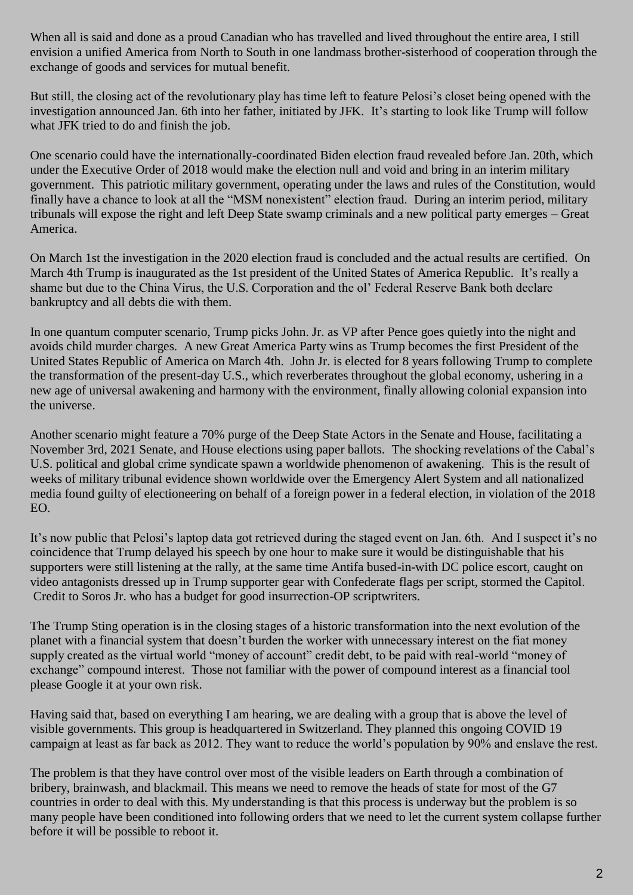When all is said and done as a proud Canadian who has travelled and lived throughout the entire area, I still envision a unified America from North to South in one landmass brother-sisterhood of cooperation through the exchange of goods and services for mutual benefit.

But still, the closing act of the revolutionary play has time left to feature Pelosi's closet being opened with the investigation announced Jan. 6th into her father, initiated by JFK. It's starting to look like Trump will follow what JFK tried to do and finish the job.

One scenario could have the internationally-coordinated Biden election fraud revealed before Jan. 20th, which under the Executive Order of 2018 would make the election null and void and bring in an interim military government. This patriotic military government, operating under the laws and rules of the Constitution, would finally have a chance to look at all the "MSM nonexistent" election fraud. During an interim period, military tribunals will expose the right and left Deep State swamp criminals and a new political party emerges – Great America.

On March 1st the investigation in the 2020 election fraud is concluded and the actual results are certified. On March 4th Trump is inaugurated as the 1st president of the United States of America Republic. It's really a shame but due to the China Virus, the U.S. Corporation and the ol' Federal Reserve Bank both declare bankruptcy and all debts die with them.

In one quantum computer scenario, Trump picks John. Jr. as VP after Pence goes quietly into the night and avoids child murder charges. A new Great America Party wins as Trump becomes the first President of the United States Republic of America on March 4th. John Jr. is elected for 8 years following Trump to complete the transformation of the present-day U.S., which reverberates throughout the global economy, ushering in a new age of universal awakening and harmony with the environment, finally allowing colonial expansion into the universe.

Another scenario might feature a 70% purge of the Deep State Actors in the Senate and House, facilitating a November 3rd, 2021 Senate, and House elections using paper ballots. The shocking revelations of the Cabal's U.S. political and global crime syndicate spawn a worldwide phenomenon of awakening. This is the result of weeks of military tribunal evidence shown worldwide over the Emergency Alert System and all nationalized media found guilty of electioneering on behalf of a foreign power in a federal election, in violation of the 2018 EO.

It's now public that Pelosi's laptop data got retrieved during the staged event on Jan. 6th. And I suspect it's no coincidence that Trump delayed his speech by one hour to make sure it would be distinguishable that his supporters were still listening at the rally, at the same time Antifa bused-in-with DC police escort, caught on video antagonists dressed up in Trump supporter gear with Confederate flags per script, stormed the Capitol. Credit to Soros Jr. who has a budget for good insurrection-OP scriptwriters.

The Trump Sting operation is in the closing stages of a historic transformation into the next evolution of the planet with a financial system that doesn't burden the worker with unnecessary interest on the fiat money supply created as the virtual world "money of account" credit debt, to be paid with real-world "money of exchange" compound interest. Those not familiar with the power of compound interest as a financial tool please Google it at your own risk.

Having said that, based on everything I am hearing, we are dealing with a group that is above the level of visible governments. This group is headquartered in Switzerland. They planned this ongoing COVID 19 campaign at least as far back as 2012. They want to reduce the world's population by 90% and enslave the rest.

The problem is that they have control over most of the visible leaders on Earth through a combination of bribery, brainwash, and blackmail. This means we need to remove the heads of state for most of the G7 countries in order to deal with this. My understanding is that this process is underway but the problem is so many people have been conditioned into following orders that we need to let the current system collapse further before it will be possible to reboot it.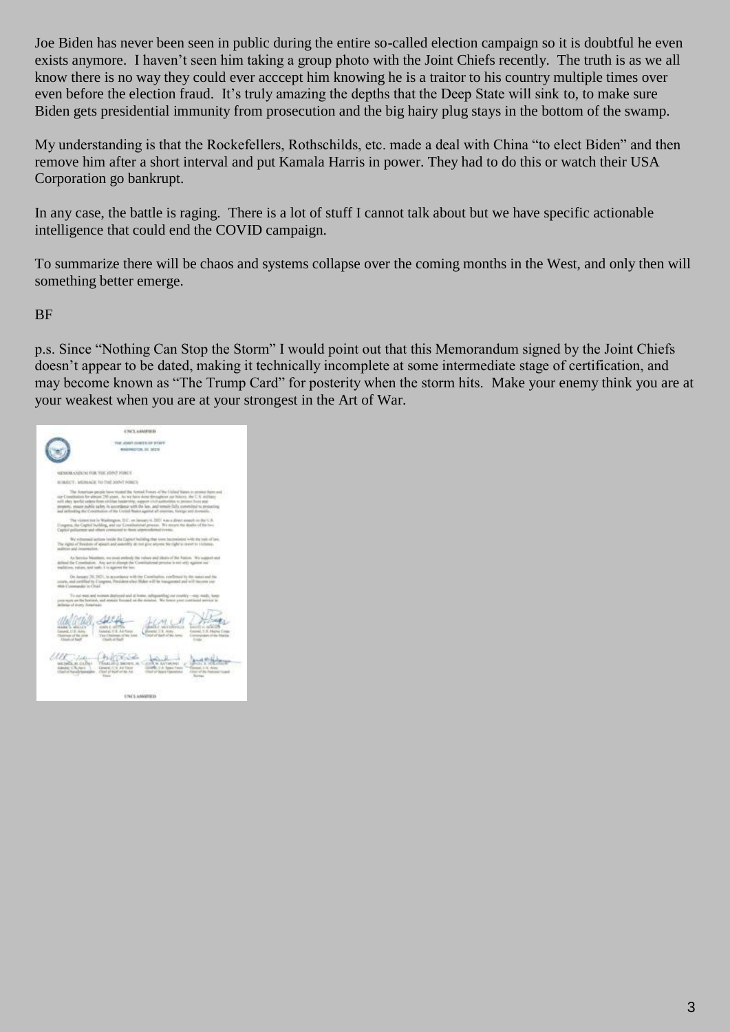Joe Biden has never been seen in public during the entire so-called election campaign so it is doubtful he even exists anymore. I haven't seen him taking a group photo with the Joint Chiefs recently. The truth is as we all know there is no way they could ever acccept him knowing he is a traitor to his country multiple times over even before the election fraud. It's truly amazing the depths that the Deep State will sink to, to make sure Biden gets presidential immunity from prosecution and the big hairy plug stays in the bottom of the swamp.

My understanding is that the Rockefellers, Rothschilds, etc. made a deal with China "to elect Biden" and then remove him after a short interval and put Kamala Harris in power. They had to do this or watch their USA Corporation go bankrupt.

In any case, the battle is raging. There is a lot of stuff I cannot talk about but we have specific actionable intelligence that could end the COVID campaign.

To summarize there will be chaos and systems collapse over the coming months in the West, and only then will something better emerge.

BF

p.s. Since "Nothing Can Stop the Storm" I would point out that this Memorandum signed by the Joint Chiefs doesn't appear to be dated, making it technically incomplete at some intermediate stage of certification, and may become known as "The Trump Card" for posterity when the storm hits. Make your enemy think you are at your weakest when you are at your strongest in the Art of War.